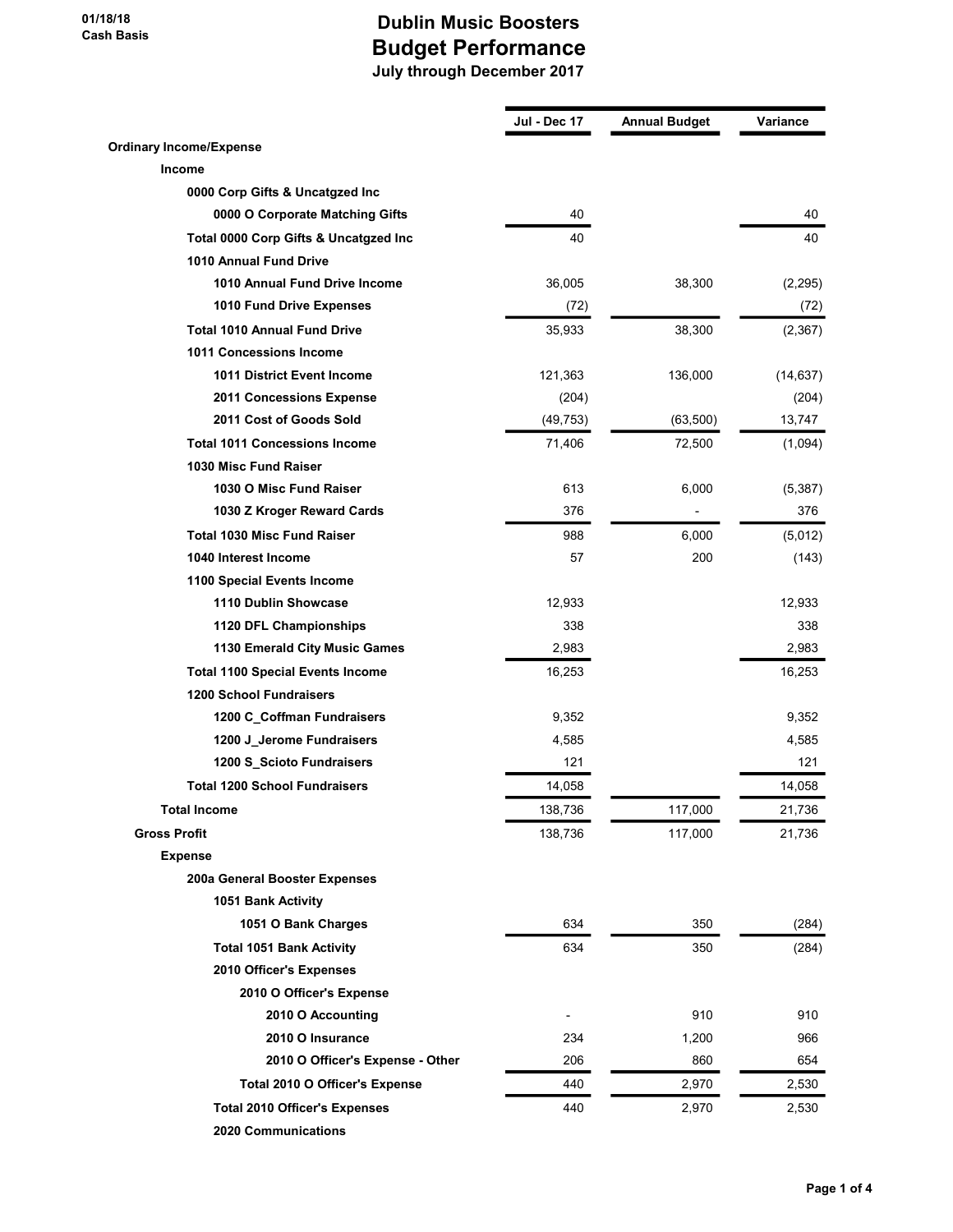01/18/18
Cash Basis

# Dublin Music Boosters

## Budget Performance

### July through December 2017

| | Jul - Dec 17 | Annual Budget | Variance |
|---|---|---|---|
| **Ordinary Income/Expense** | | | |
| **Income** | | | |
| **0000 Corp Gifts & Uncatgzed Inc** | | | |
| **0000 O Corporate Matching Gifts** | 40 | | 40 |
| **Total 0000 Corp Gifts & Uncatgzed Inc** | 40 | | 40 |
| **1010 Annual Fund Drive** | | | |
| **1010 Annual Fund Drive Income** | 36,005 | 38,300 | (2,295) |
| **1010 Fund Drive Expenses** | (72) | | (72) |
| **Total 1010 Annual Fund Drive** | 35,933 | 38,300 | (2,367) |
| **1011 Concessions Income** | | | |
| **1011 District Event Income** | 121,363 | 136,000 | (14,637) |
| **2011 Concessions Expense** | (204) | | (204) |
| **2011 Cost of Goods Sold** | (49,753) | (63,500) | 13,747 |
| **Total 1011 Concessions Income** | 71,406 | 72,500 | (1,094) |
| **1030 Misc Fund Raiser** | | | |
| **1030 O Misc Fund Raiser** | 613 | 6,000 | (5,387) |
| **1030 Z Kroger Reward Cards** | 376 | - | 376 |
| **Total 1030 Misc Fund Raiser** | 988 | 6,000 | (5,012) |
| **1040 Interest Income** | 57 | 200 | (143) |
| **1100 Special Events Income** | | | |
| **1110 Dublin Showcase** | 12,933 | | 12,933 |
| **1120 DFL Championships** | 338 | | 338 |
| **1130 Emerald City Music Games** | 2,983 | | 2,983 |
| **Total 1100 Special Events Income** | 16,253 | | 16,253 |
| **1200 School Fundraisers** | | | |
| **1200 C_Coffman Fundraisers** | 9,352 | | 9,352 |
| **1200 J_Jerome Fundraisers** | 4,585 | | 4,585 |
| **1200 S_Scioto Fundraisers** | 121 | | 121 |
| **Total 1200 School Fundraisers** | 14,058 | | 14,058 |
| **Total Income** | 138,736 | 117,000 | 21,736 |
| **Gross Profit** | 138,736 | 117,000 | 21,736 |
| **Expense** | | | |
| **200a General Booster Expenses** | | | |
| **1051 Bank Activity** | | | |
| **1051 O Bank Charges** | 634 | 350 | (284) |
| **Total 1051 Bank Activity** | 634 | 350 | (284) |
| **2010 Officer's Expenses** | | | |
| **2010 O Officer's Expense** | | | |
| **2010 O Accounting** | - | 910 | 910 |
| **2010 O Insurance** | 234 | 1,200 | 966 |
| **2010 O Officer's Expense - Other** | 206 | 860 | 654 |
| **Total 2010 O Officer's Expense** | 440 | 2,970 | 2,530 |
| **Total 2010 Officer's Expenses** | 440 | 2,970 | 2,530 |
| **2020 Communications** | | | |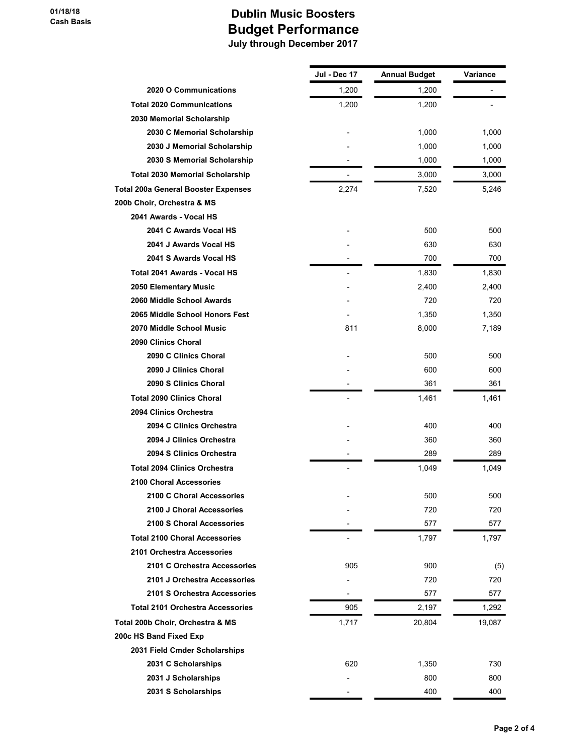# Dublin Music Boosters
## Budget Performance
### July through December 2017

01/18/18
Cash Basis

| | Jul - Dec 17 | Annual Budget | Variance |
|---|---|---|---|
| 2020 O Communications | 1,200 | 1,200 | - |
| Total 2020 Communications | 1,200 | 1,200 | - |
| 2030 Memorial Scholarship | | | |
| 2030 C Memorial Scholarship | - | 1,000 | 1,000 |
| 2030 J Memorial Scholarship | - | 1,000 | 1,000 |
| 2030 S Memorial Scholarship | - | 1,000 | 1,000 |
| Total 2030 Memorial Scholarship | - | 3,000 | 3,000 |
| Total 200a General Booster Expenses | 2,274 | 7,520 | 5,246 |
| 200b Choir, Orchestra & MS | | | |
| 2041 Awards - Vocal HS | | | |
| 2041 C Awards Vocal HS | - | 500 | 500 |
| 2041 J Awards Vocal HS | - | 630 | 630 |
| 2041 S Awards Vocal HS | - | 700 | 700 |
| Total 2041 Awards - Vocal HS | - | 1,830 | 1,830 |
| 2050 Elementary Music | - | 2,400 | 2,400 |
| 2060 Middle School Awards | - | 720 | 720 |
| 2065 Middle School Honors Fest | - | 1,350 | 1,350 |
| 2070 Middle School Music | 811 | 8,000 | 7,189 |
| 2090 Clinics Choral | | | |
| 2090 C Clinics Choral | - | 500 | 500 |
| 2090 J Clinics Choral | - | 600 | 600 |
| 2090 S Clinics Choral | - | 361 | 361 |
| Total 2090 Clinics Choral | - | 1,461 | 1,461 |
| 2094 Clinics Orchestra | | | |
| 2094 C Clinics Orchestra | - | 400 | 400 |
| 2094 J Clinics Orchestra | - | 360 | 360 |
| 2094 S Clinics Orchestra | - | 289 | 289 |
| Total 2094 Clinics Orchestra | - | 1,049 | 1,049 |
| 2100 Choral Accessories | | | |
| 2100 C Choral Accessories | - | 500 | 500 |
| 2100 J Choral Accessories | - | 720 | 720 |
| 2100 S Choral Accessories | - | 577 | 577 |
| Total 2100 Choral Accessories | - | 1,797 | 1,797 |
| 2101 Orchestra Accessories | | | |
| 2101 C Orchestra Accessories | 905 | 900 | (5) |
| 2101 J Orchestra Accessories | - | 720 | 720 |
| 2101 S Orchestra Accessories | - | 577 | 577 |
| Total 2101 Orchestra Accessories | 905 | 2,197 | 1,292 |
| Total 200b Choir, Orchestra & MS | 1,717 | 20,804 | 19,087 |
| 200c HS Band Fixed Exp | | | |
| 2031 Field Cmder Scholarships | | | |
| 2031 C Scholarships | 620 | 1,350 | 730 |
| 2031 J Scholarships | - | 800 | 800 |
| 2031 S Scholarships | - | 400 | 400 |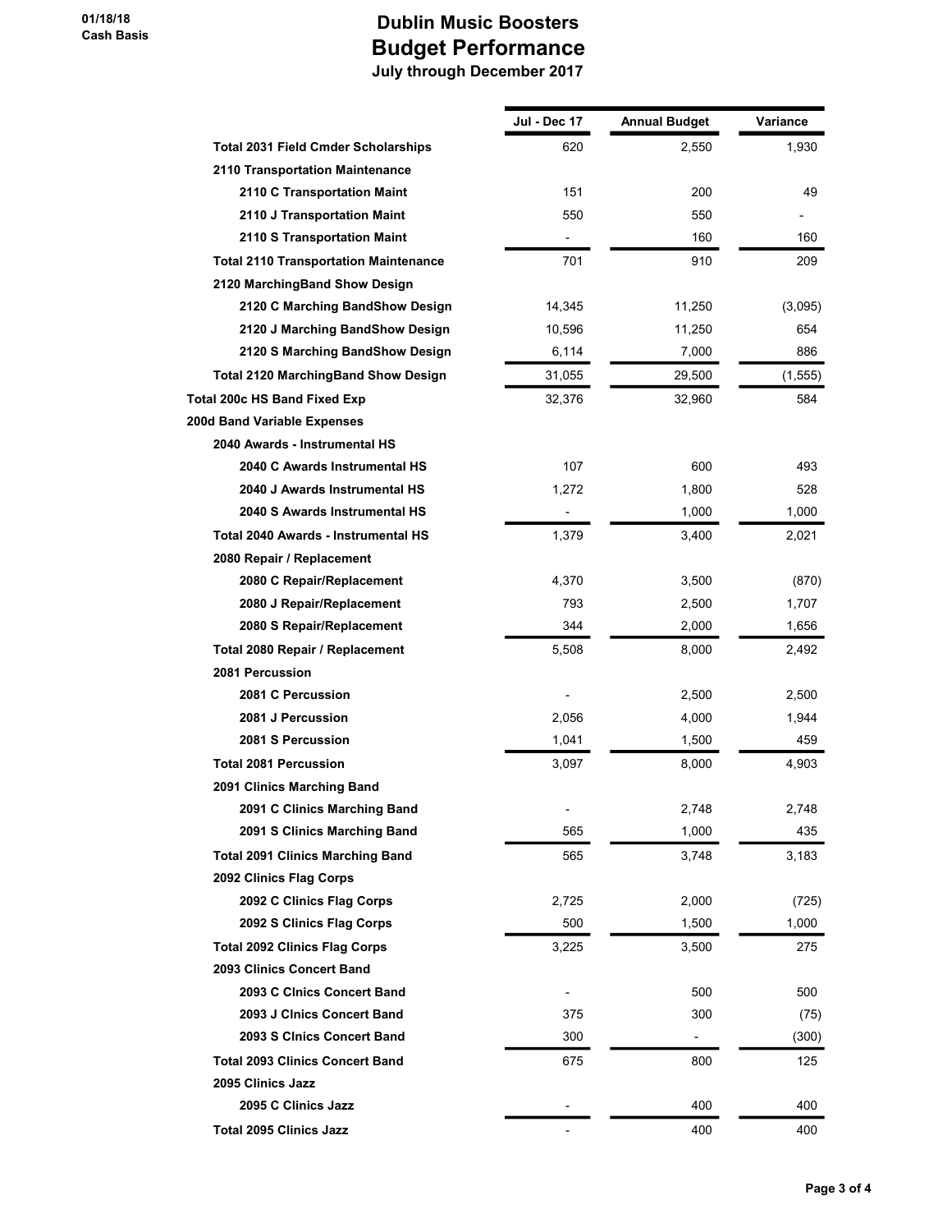# Dublin Music Boosters
## Budget Performance
### July through December 2017

01/18/18
Cash Basis

| | Jul - Dec 17 | Annual Budget | Variance |
|---|---|---|---|
| Total 2031 Field Cmder Scholarships | 620 | 2,550 | 1,930 |
| 2110 Transportation Maintenance | | | |
| 2110 C Transportation Maint | 151 | 200 | 49 |
| 2110 J Transportation Maint | 550 | 550 | - |
| 2110 S Transportation Maint | - | 160 | 160 |
| Total 2110 Transportation Maintenance | 701 | 910 | 209 |
| 2120 MarchingBand Show Design | | | |
| 2120 C Marching BandShow Design | 14,345 | 11,250 | (3,095) |
| 2120 J Marching BandShow Design | 10,596 | 11,250 | 654 |
| 2120 S Marching BandShow Design | 6,114 | 7,000 | 886 |
| Total 2120 MarchingBand Show Design | 31,055 | 29,500 | (1,555) |
| Total 200c HS Band Fixed Exp | 32,376 | 32,960 | 584 |
| 200d Band Variable Expenses | | | |
| 2040 Awards - Instrumental HS | | | |
| 2040 C Awards Instrumental HS | 107 | 600 | 493 |
| 2040 J Awards Instrumental HS | 1,272 | 1,800 | 528 |
| 2040 S Awards Instrumental HS | - | 1,000 | 1,000 |
| Total 2040 Awards - Instrumental HS | 1,379 | 3,400 | 2,021 |
| 2080 Repair / Replacement | | | |
| 2080 C Repair/Replacement | 4,370 | 3,500 | (870) |
| 2080 J Repair/Replacement | 793 | 2,500 | 1,707 |
| 2080 S Repair/Replacement | 344 | 2,000 | 1,656 |
| Total 2080 Repair / Replacement | 5,508 | 8,000 | 2,492 |
| 2081 Percussion | | | |
| 2081 C Percussion | - | 2,500 | 2,500 |
| 2081 J Percussion | 2,056 | 4,000 | 1,944 |
| 2081 S Percussion | 1,041 | 1,500 | 459 |
| Total 2081 Percussion | 3,097 | 8,000 | 4,903 |
| 2091 Clinics Marching Band | | | |
| 2091 C Clinics Marching Band | - | 2,748 | 2,748 |
| 2091 S Clinics Marching Band | 565 | 1,000 | 435 |
| Total 2091 Clinics Marching Band | 565 | 3,748 | 3,183 |
| 2092 Clinics Flag Corps | | | |
| 2092 C Clinics Flag Corps | 2,725 | 2,000 | (725) |
| 2092 S Clinics Flag Corps | 500 | 1,500 | 1,000 |
| Total 2092 Clinics Flag Corps | 3,225 | 3,500 | 275 |
| 2093 Clinics Concert Band | | | |
| 2093 C Clnics Concert Band | - | 500 | 500 |
| 2093 J Clnics Concert Band | 375 | 300 | (75) |
| 2093 S Clnics Concert Band | 300 | - | (300) |
| Total 2093 Clinics Concert Band | 675 | 800 | 125 |
| 2095 Clinics Jazz | | | |
| 2095 C Clinics Jazz | - | 400 | 400 |
| Total 2095 Clinics Jazz | - | 400 | 400 |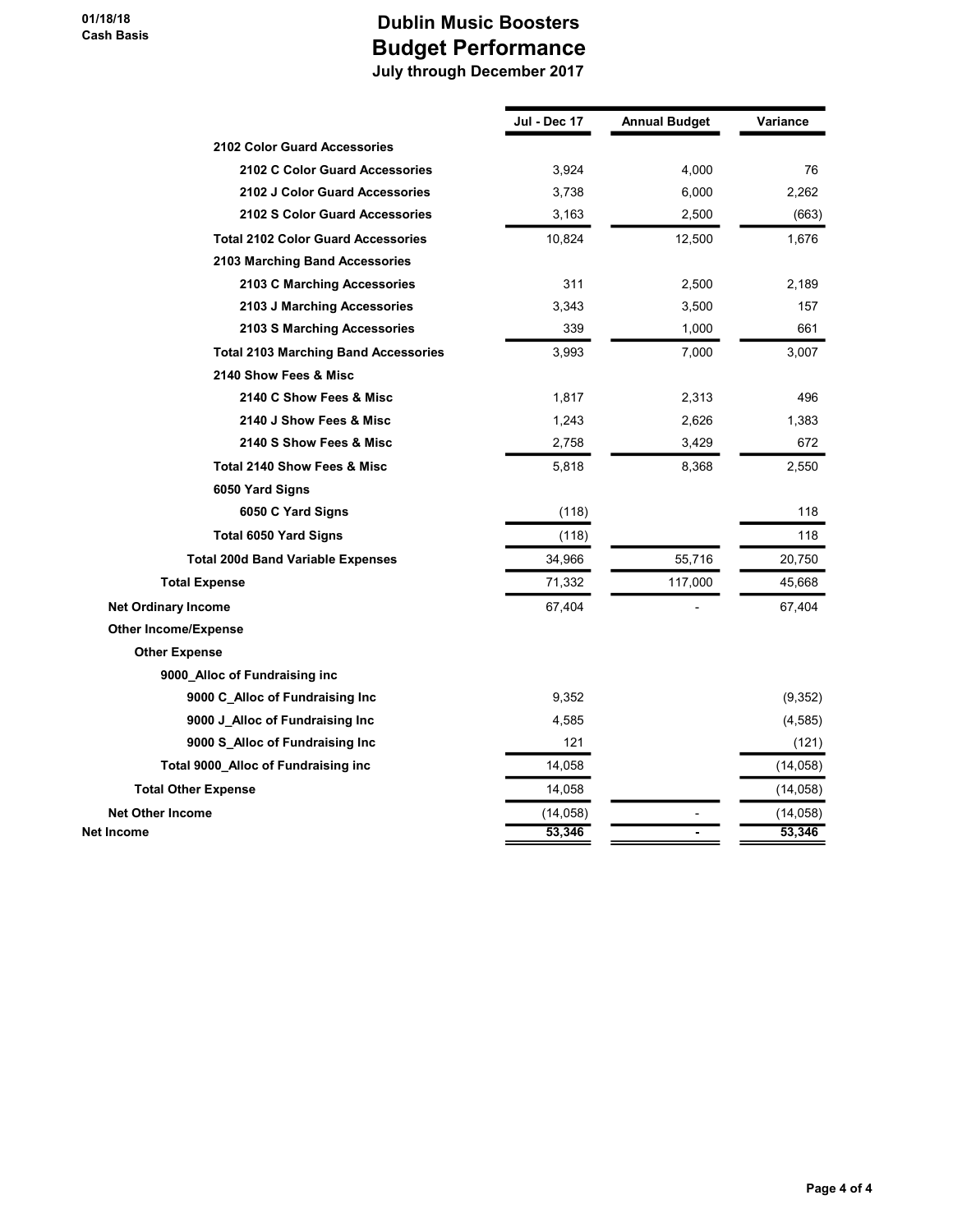01/18/18
Cash Basis

# Dublin Music Boosters
## Budget Performance
### July through December 2017

| | Jul - Dec 17 | Annual Budget | Variance |
|---|---|---|---|
| 2102 Color Guard Accessories | | | |
| 2102 C Color Guard Accessories | 3,924 | 4,000 | 76 |
| 2102 J Color Guard Accessories | 3,738 | 6,000 | 2,262 |
| 2102 S Color Guard Accessories | 3,163 | 2,500 | (663) |
| Total 2102 Color Guard Accessories | 10,824 | 12,500 | 1,676 |
| 2103 Marching Band Accessories | | | |
| 2103 C Marching Accessories | 311 | 2,500 | 2,189 |
| 2103 J Marching Accessories | 3,343 | 3,500 | 157 |
| 2103 S Marching Accessories | 339 | 1,000 | 661 |
| Total 2103 Marching Band Accessories | 3,993 | 7,000 | 3,007 |
| 2140 Show Fees & Misc | | | |
| 2140 C Show Fees & Misc | 1,817 | 2,313 | 496 |
| 2140 J Show Fees & Misc | 1,243 | 2,626 | 1,383 |
| 2140 S Show Fees & Misc | 2,758 | 3,429 | 672 |
| Total 2140 Show Fees & Misc | 5,818 | 8,368 | 2,550 |
| 6050 Yard Signs | | | |
| 6050 C Yard Signs | (118) | | 118 |
| Total 6050 Yard Signs | (118) | | 118 |
| Total 200d Band Variable Expenses | 34,966 | 55,716 | 20,750 |
| Total Expense | 71,332 | 117,000 | 45,668 |
| Net Ordinary Income | 67,404 | - | 67,404 |
| Other Income/Expense | | | |
| Other Expense | | | |
| 9000_Alloc of Fundraising inc | | | |
| 9000 C_Alloc of Fundraising Inc | 9,352 | | (9,352) |
| 9000 J_Alloc of Fundraising Inc | 4,585 | | (4,585) |
| 9000 S_Alloc of Fundraising Inc | 121 | | (121) |
| Total 9000_Alloc of Fundraising inc | 14,058 | | (14,058) |
| Total Other Expense | 14,058 | | (14,058) |
| Net Other Income | (14,058) | - | (14,058) |
| Net Income | 53,346 | - | 53,346 |